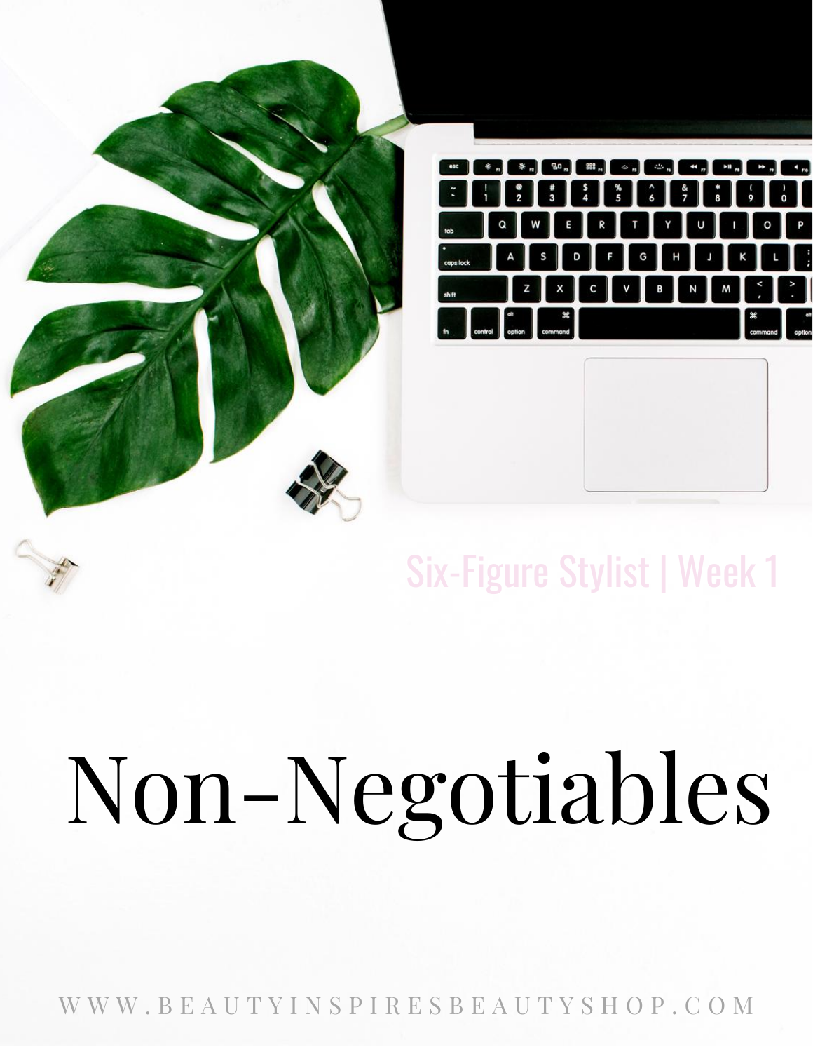Six-Figure Stylist | Week 1

# Non-Negotiables

WWW.BEAUTYINSPIRESBEAUTYSHOP.COM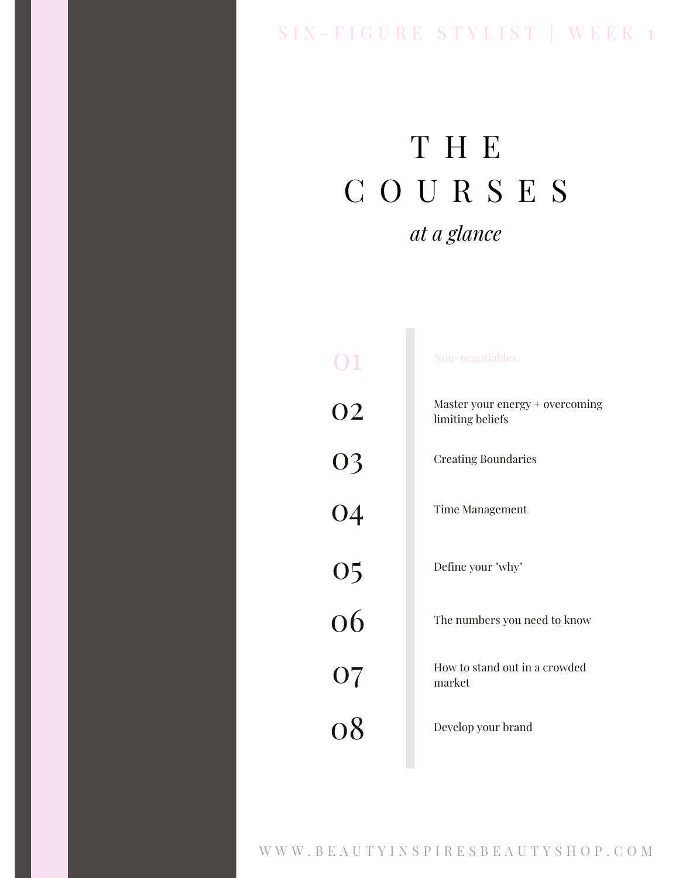# THE COURSES

*at a glance*

| | |
|---|---|
| 01 | Non-negotiables |
| 02 | Master your energy + overcoming limiting beliefs |
| 03 | Creating Boundaries |
| 04 | Time Management |
| 05 | Define your "why" |
| 06 | The numbers you need to know |
| 07 | How to stand out in a crowded market |
| 08 | Develop your brand |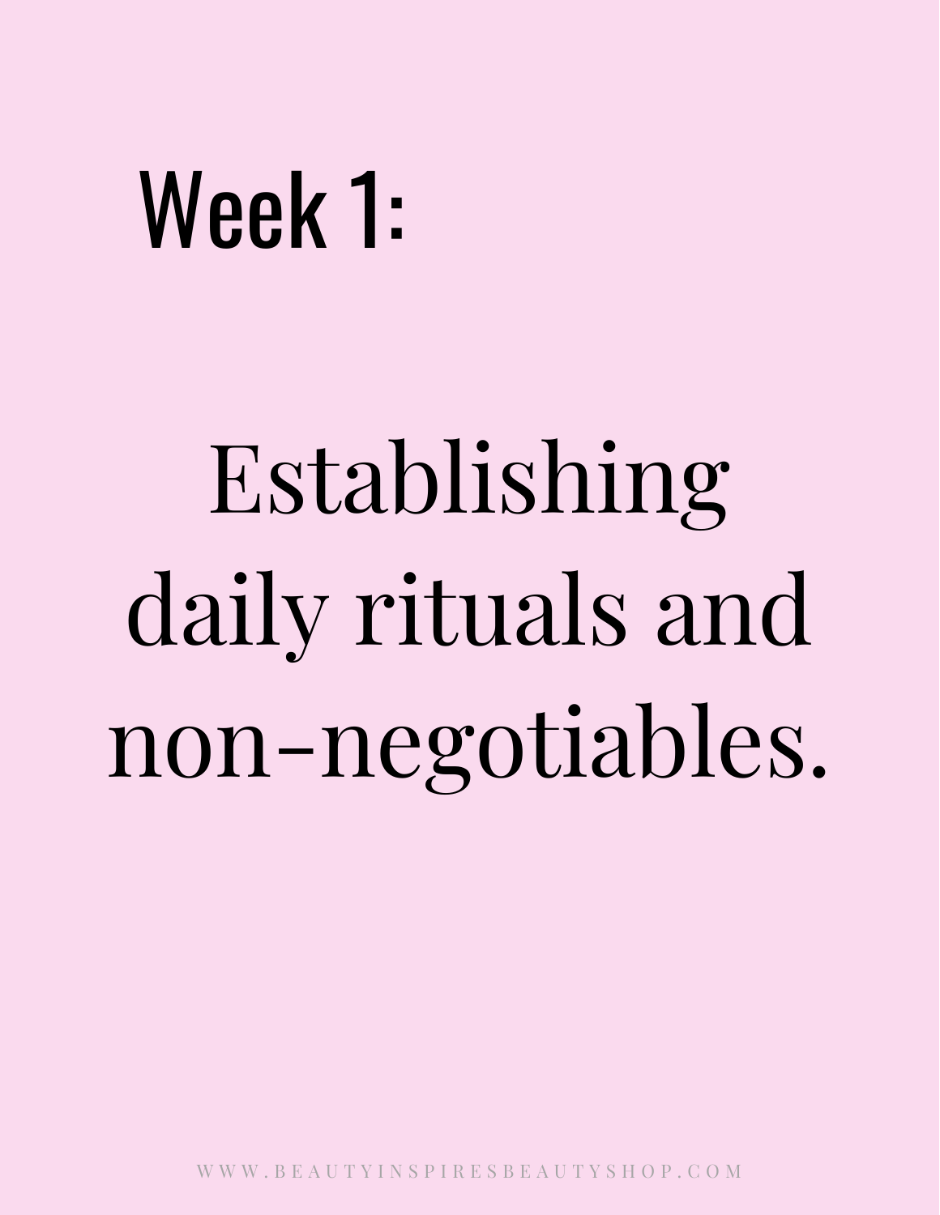# Week 1:

## Establishing daily rituals and non-negotiables.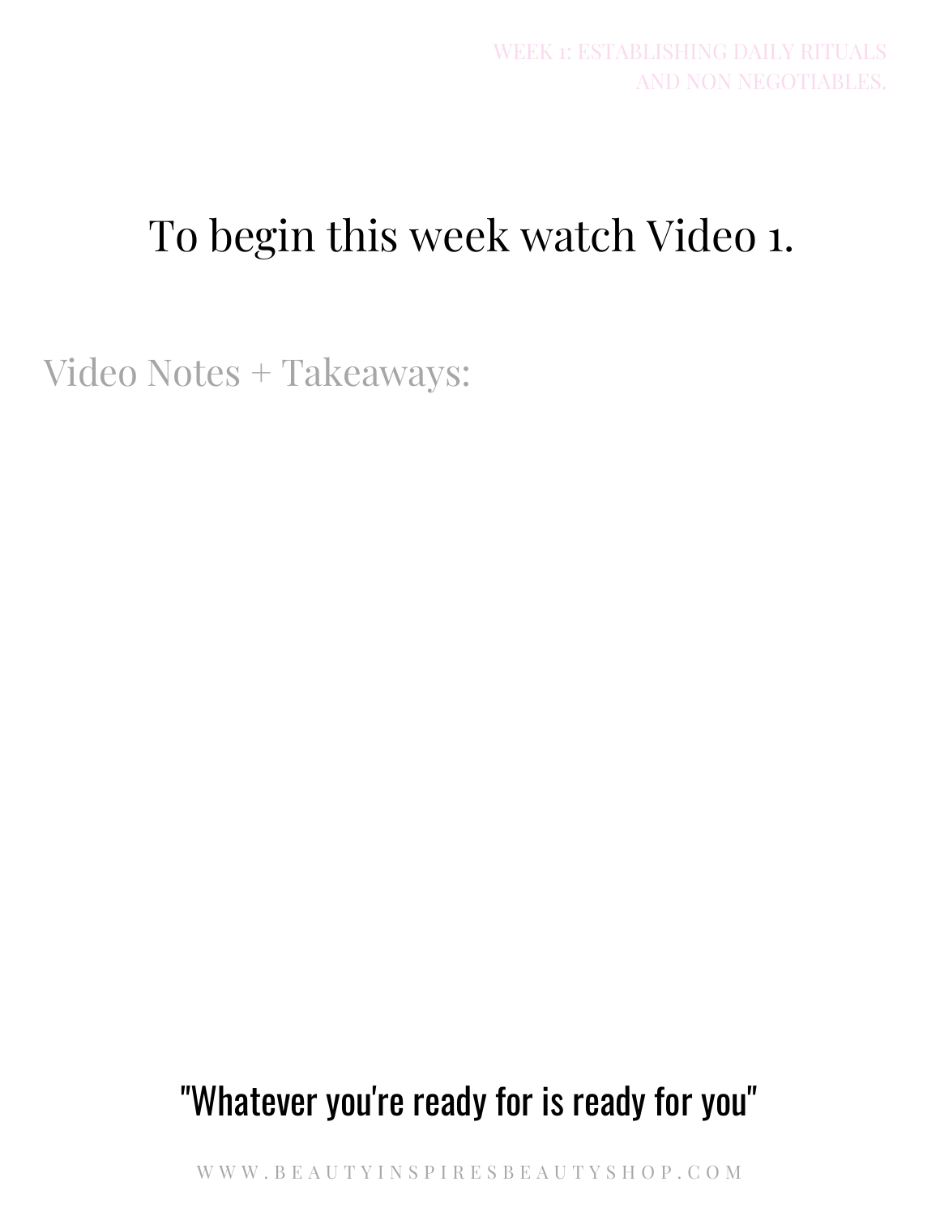WEEK 1: ESTABLISHING DAILY RITUALS AND NON NEGOTIABLES.

# To begin this week watch Video 1.

## Video Notes + Takeaways:

"Whatever you're ready for is ready for you"

WWW.BEAUTYINSPIRESBEAUTYSHOP.COM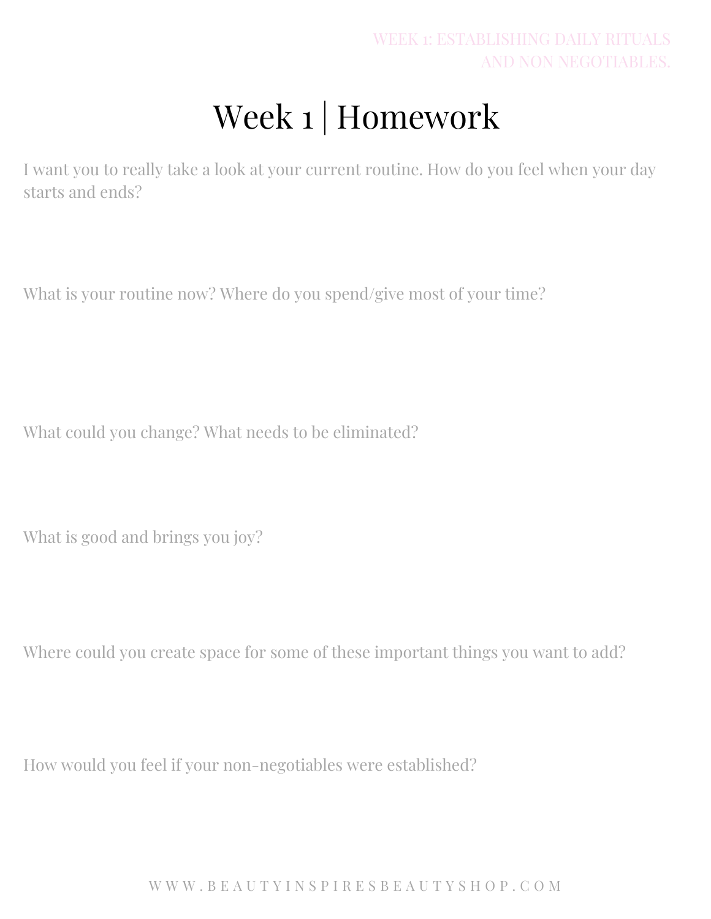# Week 1 | Homework

I want you to really take a look at your current routine. How do you feel when your day starts and ends?

What is your routine now? Where do you spend/give most of your time?

What could you change? What needs to be eliminated?

What is good and brings you joy?

Where could you create space for some of these important things you want to add?

How would you feel if your non-negotiables were established?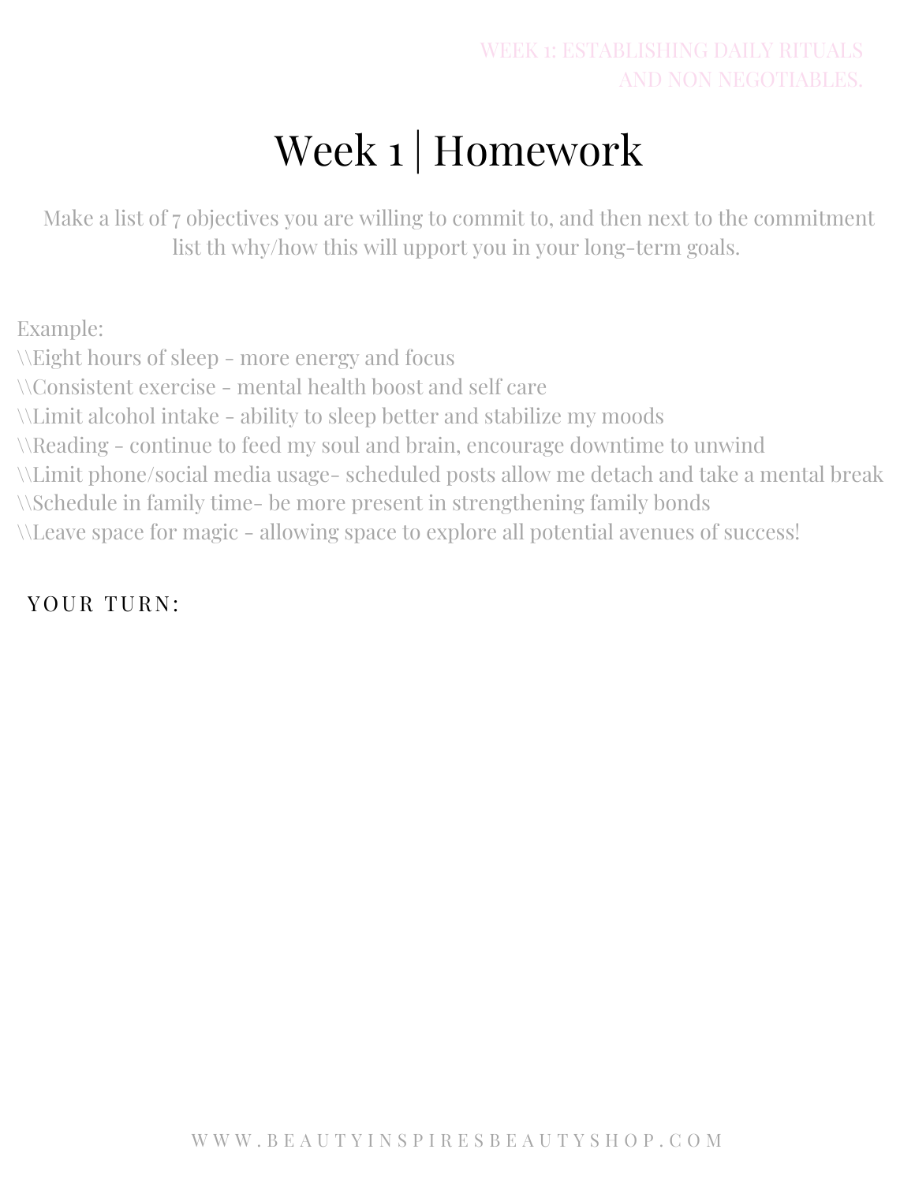# Week 1 | Homework

Make a list of 7 objectives you are willing to commit to, and then next to the commitment list th why/how this will upport you in your long-term goals.

Example:
\\Eight hours of sleep - more energy and focus
\\Consistent exercise - mental health boost and self care
\\Limit alcohol intake - ability to sleep better and stabilize my moods
\\Reading - continue to feed my soul and brain, encourage downtime to unwind
\\Limit phone/social media usage- scheduled posts allow me detach and take a mental break
\\Schedule in family time- be more present in strengthening family bonds
\\Leave space for magic - allowing space to explore all potential avenues of success!

YOUR TURN: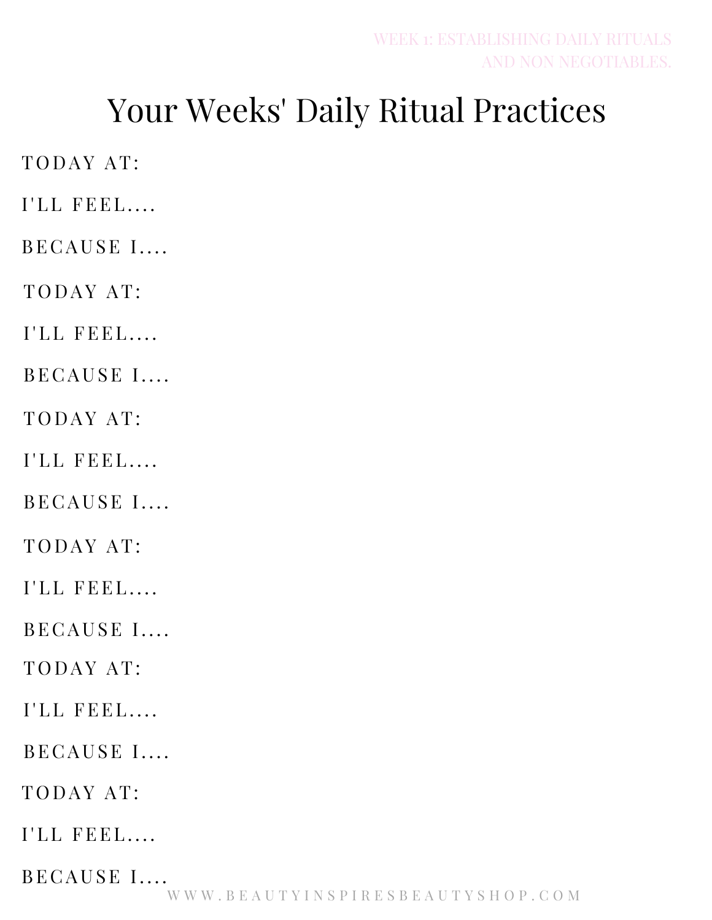# Your Weeks' Daily Ritual Practices

TODAY AT:

I'LL FEEL....

BECAUSE I....

TODAY AT:

I'LL FEEL....

BECAUSE I....

TODAY AT:

I'LL FEEL....

BECAUSE I....

TODAY AT:

I'LL FEEL....

BECAUSE I....

TODAY AT:

I'LL FEEL....

BECAUSE I....

TODAY AT:

I'LL FEEL....

BECAUSE I....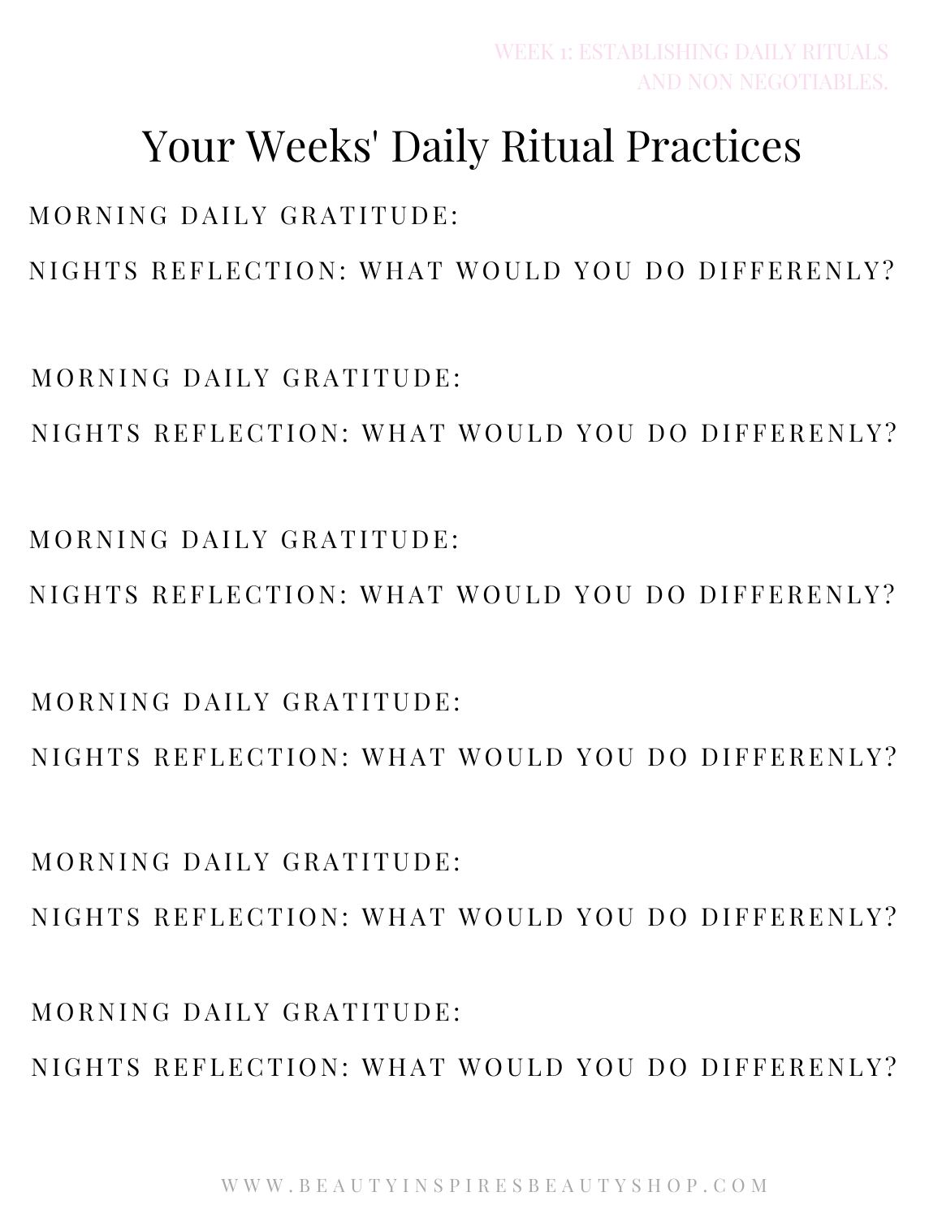# Your Weeks' Daily Ritual Practices

MORNING DAILY GRATITUDE:

NIGHTS REFLECTION: WHAT WOULD YOU DO DIFFERENLY?

MORNING DAILY GRATITUDE:

NIGHTS REFLECTION: WHAT WOULD YOU DO DIFFERENLY?

MORNING DAILY GRATITUDE:

NIGHTS REFLECTION: WHAT WOULD YOU DO DIFFERENLY?

MORNING DAILY GRATITUDE:

NIGHTS REFLECTION: WHAT WOULD YOU DO DIFFERENLY?

MORNING DAILY GRATITUDE:

NIGHTS REFLECTION: WHAT WOULD YOU DO DIFFERENLY?

MORNING DAILY GRATITUDE:

NIGHTS REFLECTION: WHAT WOULD YOU DO DIFFERENLY?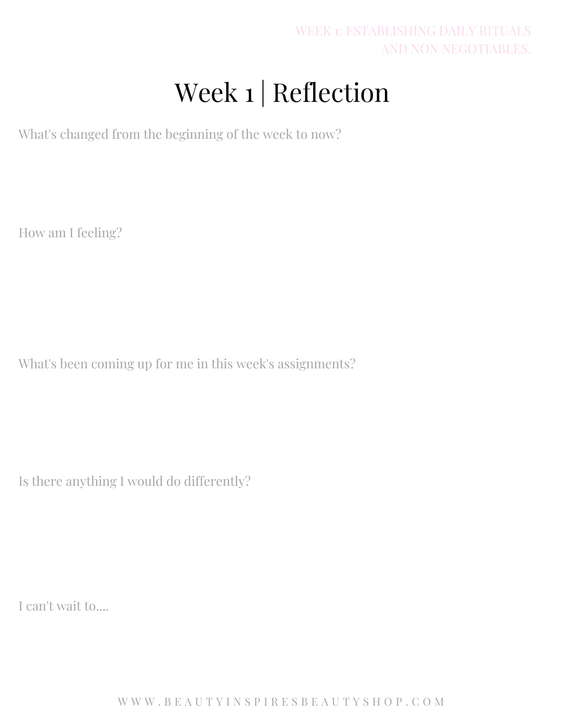# Week 1 | Reflection

What's changed from the beginning of the week to now?

How am I feeling?

What's been coming up for me in this week's assignments?

Is there anything I would do differently?

I can't wait to....